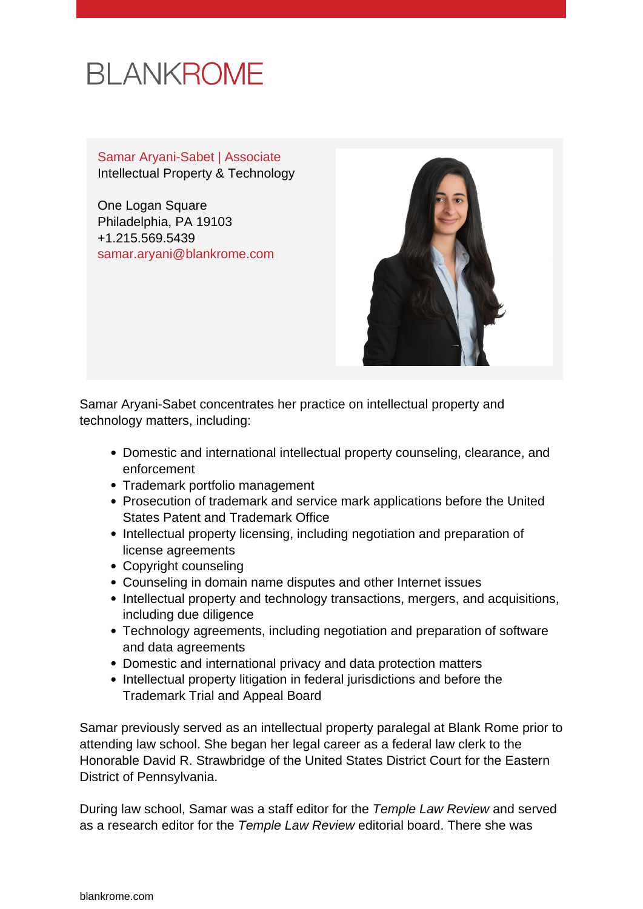BLANKROME

Samar Aryani-Sabet | Associate
Intellectual Property & Technology

One Logan Square
Philadelphia, PA 19103
+1.215.569.5439
samar.aryani@blankrome.com

Samar Aryani-Sabet concentrates her practice on intellectual property and technology matters, including:

- Domestic and international intellectual property counseling, clearance, and enforcement
- Trademark portfolio management
- Prosecution of trademark and service mark applications before the United States Patent and Trademark Office
- Intellectual property licensing, including negotiation and preparation of license agreements
- Copyright counseling
- Counseling in domain name disputes and other Internet issues
- Intellectual property and technology transactions, mergers, and acquisitions, including due diligence
- Technology agreements, including negotiation and preparation of software and data agreements
- Domestic and international privacy and data protection matters
- Intellectual property litigation in federal jurisdictions and before the Trademark Trial and Appeal Board

Samar previously served as an intellectual property paralegal at Blank Rome prior to attending law school. She began her legal career as a federal law clerk to the Honorable David R. Strawbridge of the United States District Court for the Eastern District of Pennsylvania.

During law school, Samar was a staff editor for the *Temple Law Review* and served as a research editor for the *Temple Law Review* editorial board. There she was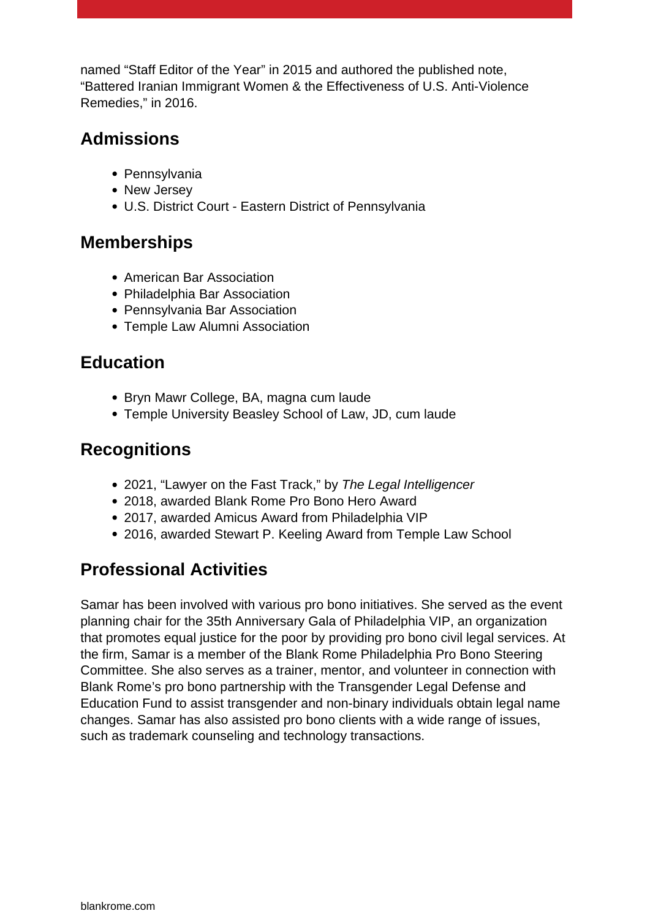named “Staff Editor of the Year” in 2015 and authored the published note, “Battered Iranian Immigrant Women & the Effectiveness of U.S. Anti-Violence Remedies,” in 2016.

## Admissions

- Pennsylvania
- New Jersey
- U.S. District Court - Eastern District of Pennsylvania

## Memberships

- American Bar Association
- Philadelphia Bar Association
- Pennsylvania Bar Association
- Temple Law Alumni Association

## Education

- Bryn Mawr College, BA, magna cum laude
- Temple University Beasley School of Law, JD, cum laude

## Recognitions

- 2021, “Lawyer on the Fast Track,” by *The Legal Intelligencer*
- 2018, awarded Blank Rome Pro Bono Hero Award
- 2017, awarded Amicus Award from Philadelphia VIP
- 2016, awarded Stewart P. Keeling Award from Temple Law School

## Professional Activities

Samar has been involved with various pro bono initiatives. She served as the event planning chair for the 35th Anniversary Gala of Philadelphia VIP, an organization that promotes equal justice for the poor by providing pro bono civil legal services. At the firm, Samar is a member of the Blank Rome Philadelphia Pro Bono Steering Committee. She also serves as a trainer, mentor, and volunteer in connection with Blank Rome’s pro bono partnership with the Transgender Legal Defense and Education Fund to assist transgender and non-binary individuals obtain legal name changes. Samar has also assisted pro bono clients with a wide range of issues, such as trademark counseling and technology transactions.